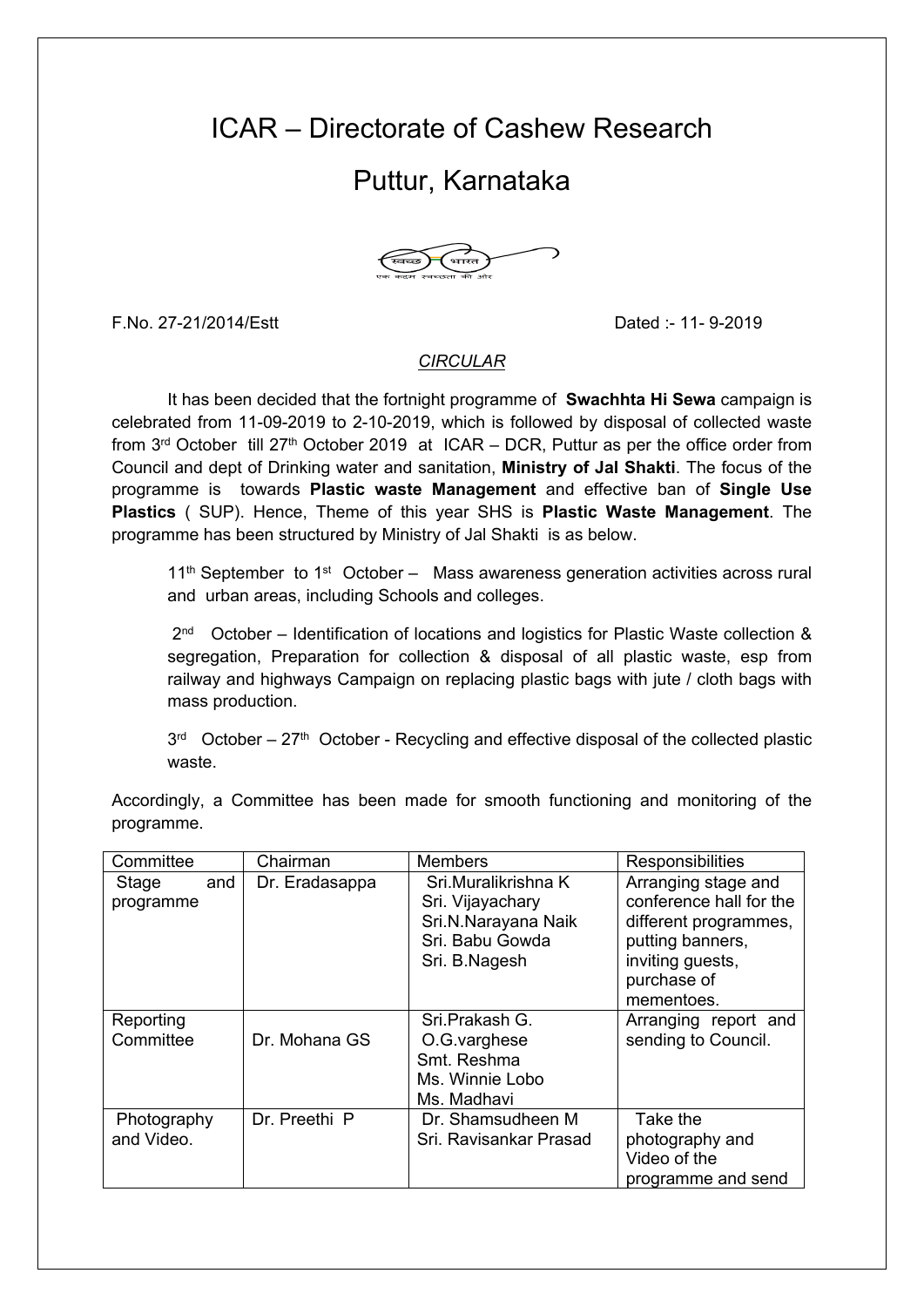# ICAR – Directorate of Cashew Research

# Puttur, Karnataka

F.No. 27-21/2014/Estt                                                                 Dated :- 11- 9-2019

*CIRCULAR*

It has been decided that the fortnight programme of **Swachhta Hi Sewa** campaign is celebrated from 11-09-2019 to 2-10-2019, which is followed by disposal of collected waste from 3rd October till 27th October 2019 at ICAR – DCR, Puttur as per the office order from Council and dept of Drinking water and sanitation, **Ministry of Jal Shakti**. The focus of the programme is towards **Plastic waste Management** and effective ban of **Single Use Plastics** ( SUP). Hence, Theme of this year SHS is **Plastic Waste Management**. The programme has been structured by Ministry of Jal Shakti is as below.

11th September to 1st October – Mass awareness generation activities across rural and urban areas, including Schools and colleges.

2nd October – Identification of locations and logistics for Plastic Waste collection & segregation, Preparation for collection & disposal of all plastic waste, esp from railway and highways Campaign on replacing plastic bags with jute / cloth bags with mass production.

3rd October – 27th October - Recycling and effective disposal of the collected plastic waste.

Accordingly, a Committee has been made for smooth functioning and monitoring of the programme.

| Committee | Chairman | Members | Responsibilities |
|---|---|---|---|
| Stage and programme | Dr. Eradasappa | Sri.Muralikrishna K<br>Sri. Vijayachary<br>Sri.N.Narayana Naik<br>Sri. Babu Gowda<br>Sri. B.Nagesh | Arranging stage and conference hall for the different programmes, putting banners, inviting guests, purchase of mementoes. |
| Reporting Committee | Dr. Mohana GS | Sri.Prakash G.<br>O.G.varghese<br>Smt. Reshma<br>Ms. Winnie Lobo<br>Ms. Madhavi | Arranging report and sending to Council. |
| Photography and Video. | Dr. Preethi P | Dr. Shamsudheen M<br>Sri. Ravisankar Prasad | Take the photography and Video of the programme and send |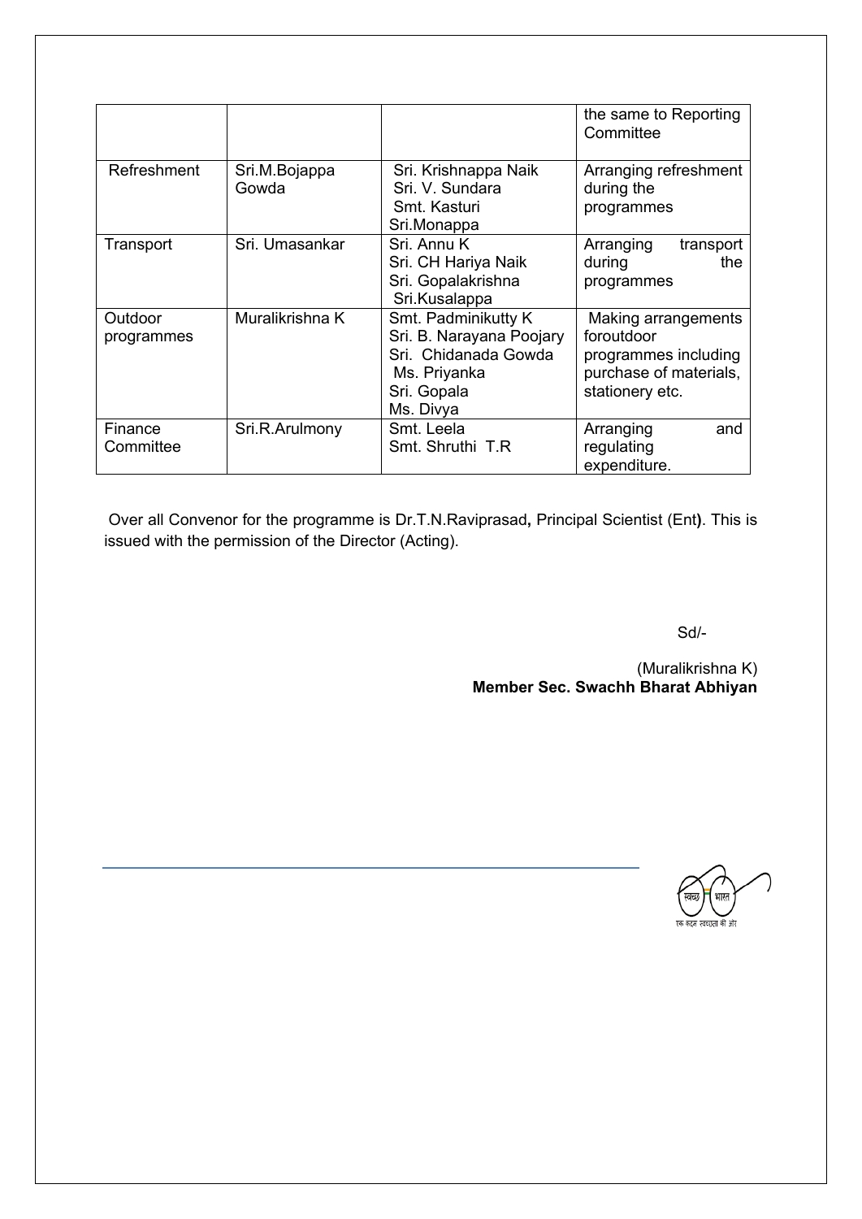| | | | |
|---|---|---|---|
| | | | the same to Reporting Committee |
| Refreshment | Sri.M.Bojappa Gowda | Sri. Krishnappa Naik<br>Sri. V. Sundara<br>Smt. Kasturi<br>Sri.Monappa | Arranging refreshment during the programmes |
| Transport | Sri. Umasankar | Sri. Annu K<br>Sri. CH Hariya Naik<br>Sri. Gopalakrishna<br>Sri.Kusalappa | Arranging transport during the programmes |
| Outdoor programmes | Muralikrishna K | Smt. Padminikutty K<br>Sri. B. Narayana Poojary<br>Sri. Chidanada Gowda<br>Ms. Priyanka<br>Sri. Gopala<br>Ms. Divya | Making arrangements foroutdoor programmes including purchase of materials, stationery etc. |
| Finance Committee | Sri.R.Arulmony | Smt. Leela<br>Smt. Shruthi T.R | Arranging and regulating expenditure. |

Over all Convenor for the programme is Dr.T.N.Raviprasad**,** Principal Scientist (Ent**)**. This is issued with the permission of the Director (Acting).

Sd/-

(Muralikrishna K)
**Member Sec. Swachh Bharat Abhiyan**